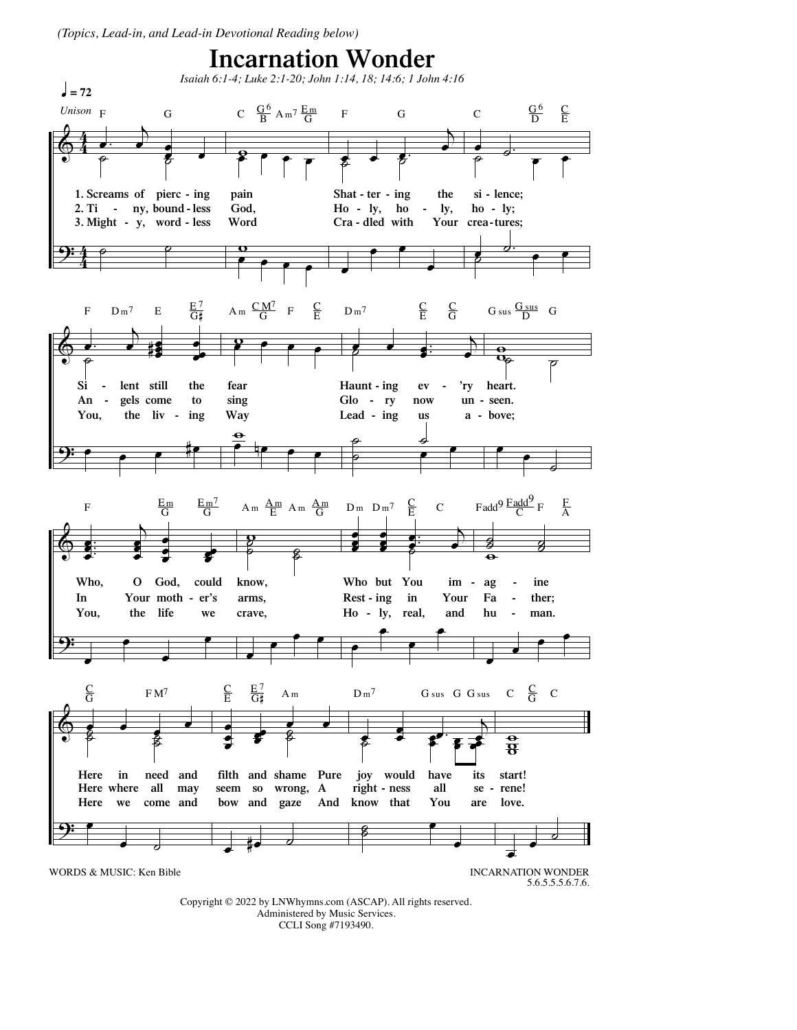*(Topics, Lead-in, and Lead-in Devotional Reading below)*

# Incarnation Wonder

*Isaiah 6:1-4; Luke 2:1-20; John 1:14, 18; 14:6; 1 John 4:16*

♩ = 72

*Unison*

1. Screams of pierc - ing pain Shat - ter - ing the si - lence;
Si - lent still the fear Haunt - ing ev - 'ry heart.
Who, O God, could know, Who but You im - ag - ine
Here in need and filth and shame Pure joy would have its start!

2. Ti - ny, bound - less God, Ho - ly, ho - ly, ho - ly;
An - gels come to sing Glo - ry now un - seen.
In Your moth - er's arms, Rest - ing in Your Fa - ther;
Here where all may seem so wrong, A right - ness all se - rene!

3. Might - y, word - less Word Cra - dled with Your crea - tures;
You, the liv - ing Way Lead - ing us a - bove;
You, the life we crave, Ho - ly, real, and hu - man.
Here we come and bow and gaze And know that You are love.

WORDS & MUSIC: Ken Bible

INCARNATION WONDER
5.6.5.5.5.6.7.6.

Copyright © 2022 by LNWhymns.com (ASCAP). All rights reserved.
Administered by Music Services.
CCLI Song #7193490.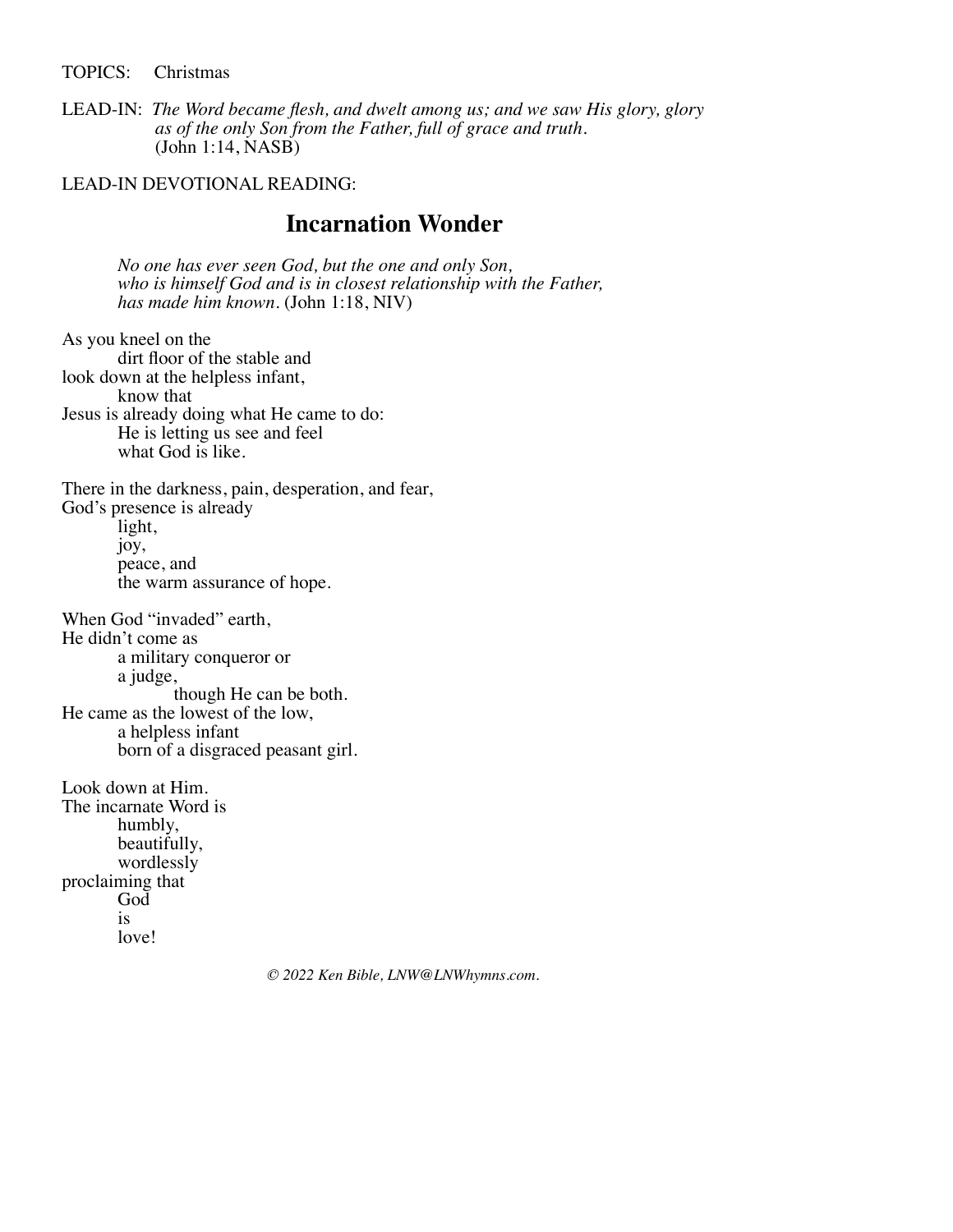TOPICS: Christmas

LEAD-IN: *The Word became flesh, and dwelt among us; and we saw His glory, glory as of the only Son from the Father, full of grace and truth.* (John 1:14, NASB)

LEAD-IN DEVOTIONAL READING:

## Incarnation Wonder

*No one has ever seen God, but the one and only Son,*
*who is himself God and is in closest relationship with the Father,*
*has made him known.* (John 1:18, NIV)

As you kneel on the
  dirt floor of the stable and
look down at the helpless infant,
  know that
Jesus is already doing what He came to do:
  He is letting us see and feel
  what God is like.

There in the darkness, pain, desperation, and fear,
God's presence is already
  light,
  joy,
  peace, and
  the warm assurance of hope.

When God "invaded" earth,
He didn't come as
  a military conqueror or
  a judge,
    though He can be both.
He came as the lowest of the low,
  a helpless infant
  born of a disgraced peasant girl.

Look down at Him.
The incarnate Word is
  humbly,
  beautifully,
  wordlessly
proclaiming that
  God
  is
  love!

*© 2022 Ken Bible, LNW@LNWhymns.com.*